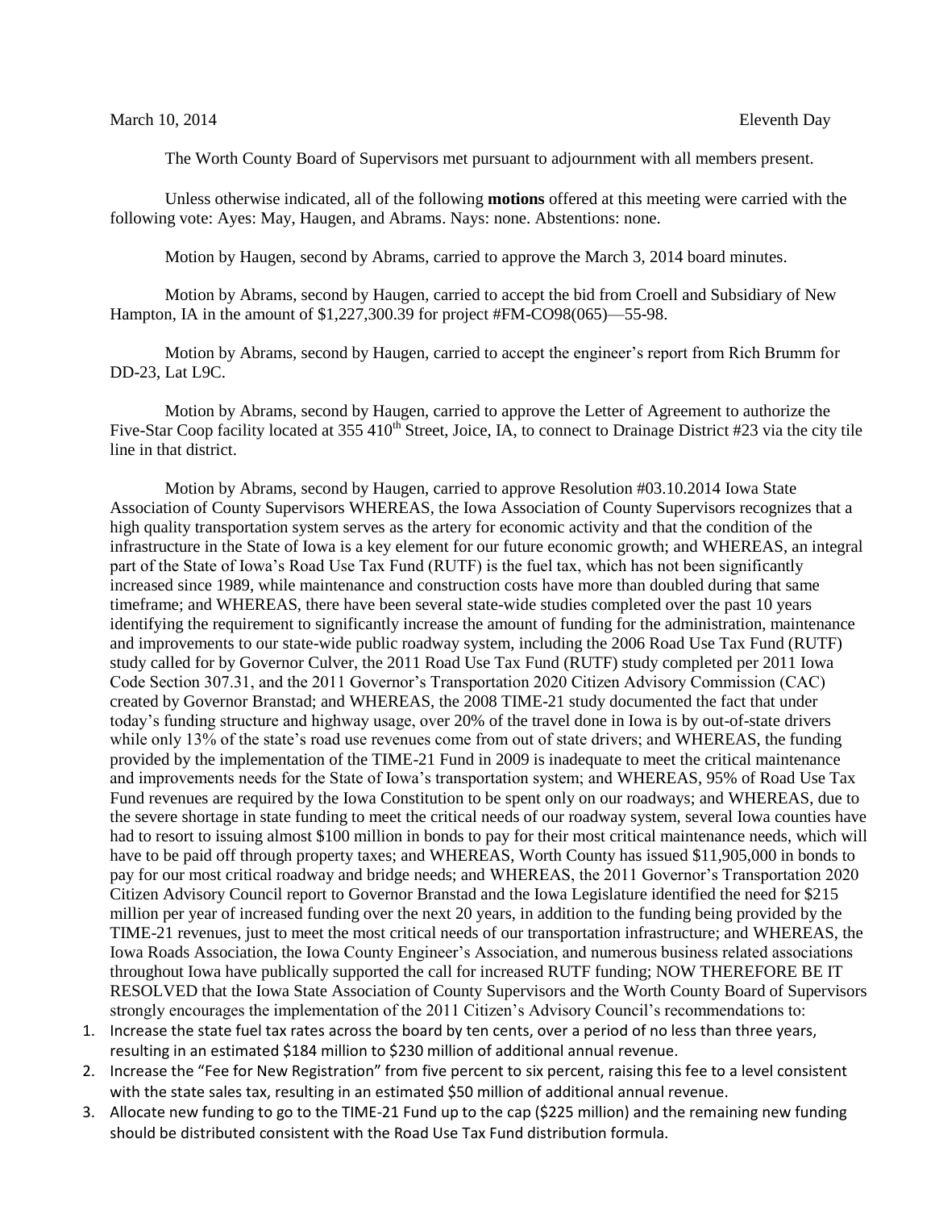March 10, 2014 Eleventh Day

The Worth County Board of Supervisors met pursuant to adjournment with all members present.

Unless otherwise indicated, all of the following **motions** offered at this meeting were carried with the following vote: Ayes: May, Haugen, and Abrams. Nays: none. Abstentions: none.

Motion by Haugen, second by Abrams, carried to approve the March 3, 2014 board minutes.

Motion by Abrams, second by Haugen, carried to accept the bid from Croell and Subsidiary of New Hampton, IA in the amount of $1,227,300.39 for project #FM-CO98(065)—55-98.

Motion by Abrams, second by Haugen, carried to accept the engineer's report from Rich Brumm for DD-23, Lat L9C.

Motion by Abrams, second by Haugen, carried to approve the Letter of Agreement to authorize the Five-Star Coop facility located at 355 410th Street, Joice, IA, to connect to Drainage District #23 via the city tile line in that district.

Motion by Abrams, second by Haugen, carried to approve Resolution #03.10.2014 Iowa State Association of County Supervisors WHEREAS, the Iowa Association of County Supervisors recognizes that a high quality transportation system serves as the artery for economic activity and that the condition of the infrastructure in the State of Iowa is a key element for our future economic growth; and WHEREAS, an integral part of the State of Iowa's Road Use Tax Fund (RUTF) is the fuel tax, which has not been significantly increased since 1989, while maintenance and construction costs have more than doubled during that same timeframe; and WHEREAS, there have been several state-wide studies completed over the past 10 years identifying the requirement to significantly increase the amount of funding for the administration, maintenance and improvements to our state-wide public roadway system, including the 2006 Road Use Tax Fund (RUTF) study called for by Governor Culver, the 2011 Road Use Tax Fund (RUTF) study completed per 2011 Iowa Code Section 307.31, and the 2011 Governor's Transportation 2020 Citizen Advisory Commission (CAC) created by Governor Branstad; and WHEREAS, the 2008 TIME-21 study documented the fact that under today's funding structure and highway usage, over 20% of the travel done in Iowa is by out-of-state drivers while only 13% of the state's road use revenues come from out of state drivers; and WHEREAS, the funding provided by the implementation of the TIME-21 Fund in 2009 is inadequate to meet the critical maintenance and improvements needs for the State of Iowa's transportation system; and WHEREAS, 95% of Road Use Tax Fund revenues are required by the Iowa Constitution to be spent only on our roadways; and WHEREAS, due to the severe shortage in state funding to meet the critical needs of our roadway system, several Iowa counties have had to resort to issuing almost $100 million in bonds to pay for their most critical maintenance needs, which will have to be paid off through property taxes; and WHEREAS, Worth County has issued $11,905,000 in bonds to pay for our most critical roadway and bridge needs; and WHEREAS, the 2011 Governor's Transportation 2020 Citizen Advisory Council report to Governor Branstad and the Iowa Legislature identified the need for $215 million per year of increased funding over the next 20 years, in addition to the funding being provided by the TIME-21 revenues, just to meet the most critical needs of our transportation infrastructure; and WHEREAS, the Iowa Roads Association, the Iowa County Engineer's Association, and numerous business related associations throughout Iowa have publically supported the call for increased RUTF funding; NOW THEREFORE BE IT RESOLVED that the Iowa State Association of County Supervisors and the Worth County Board of Supervisors strongly encourages the implementation of the 2011 Citizen's Advisory Council's recommendations to:

1. Increase the state fuel tax rates across the board by ten cents, over a period of no less than three years, resulting in an estimated $184 million to $230 million of additional annual revenue.
2. Increase the "Fee for New Registration" from five percent to six percent, raising this fee to a level consistent with the state sales tax, resulting in an estimated $50 million of additional annual revenue.
3. Allocate new funding to go to the TIME-21 Fund up to the cap ($225 million) and the remaining new funding should be distributed consistent with the Road Use Tax Fund distribution formula.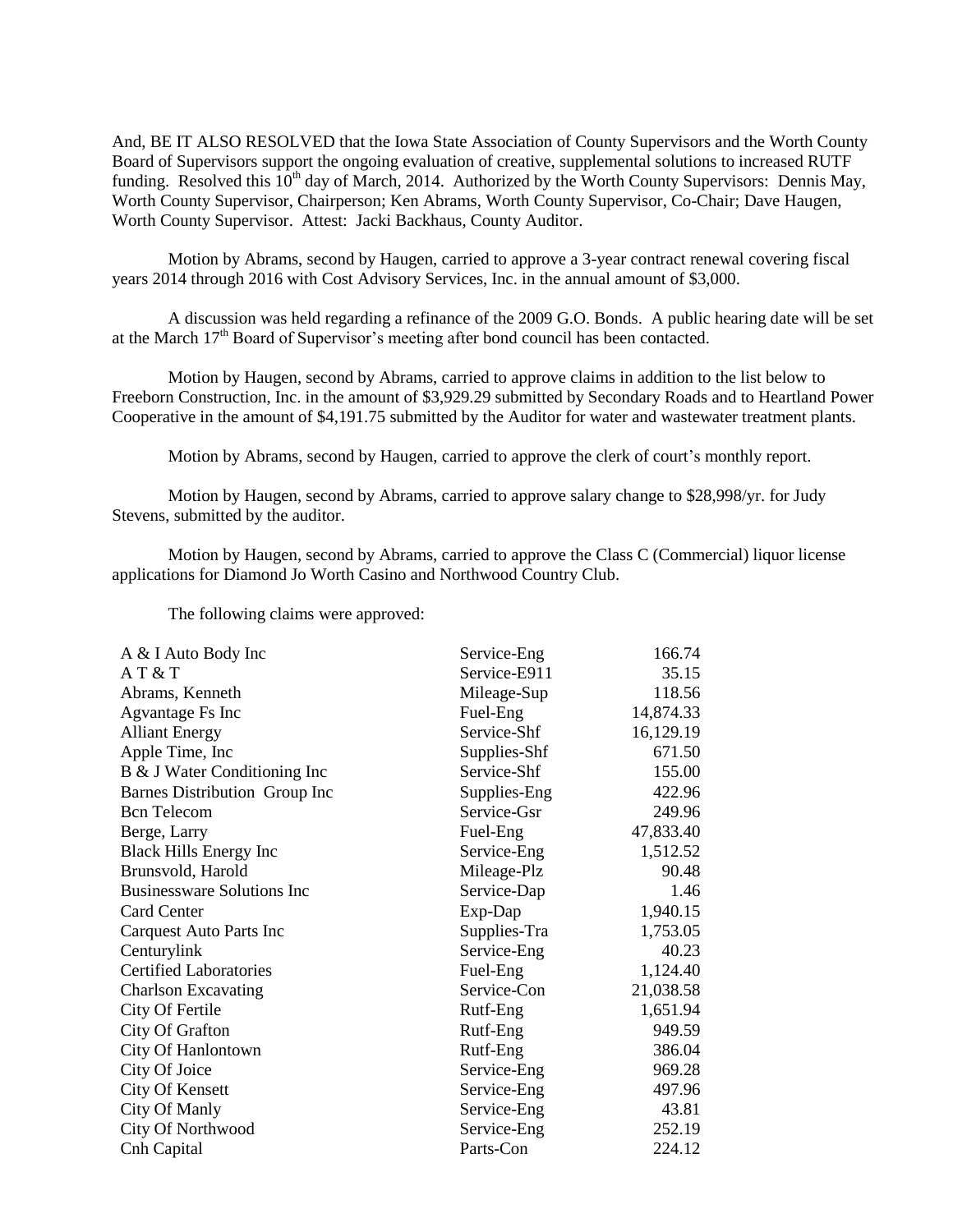And, BE IT ALSO RESOLVED that the Iowa State Association of County Supervisors and the Worth County Board of Supervisors support the ongoing evaluation of creative, supplemental solutions to increased RUTF funding. Resolved this 10th day of March, 2014. Authorized by the Worth County Supervisors: Dennis May, Worth County Supervisor, Chairperson; Ken Abrams, Worth County Supervisor, Co-Chair; Dave Haugen, Worth County Supervisor. Attest: Jacki Backhaus, County Auditor.

Motion by Abrams, second by Haugen, carried to approve a 3-year contract renewal covering fiscal years 2014 through 2016 with Cost Advisory Services, Inc. in the annual amount of $3,000.

A discussion was held regarding a refinance of the 2009 G.O. Bonds. A public hearing date will be set at the March 17th Board of Supervisor's meeting after bond council has been contacted.

Motion by Haugen, second by Abrams, carried to approve claims in addition to the list below to Freeborn Construction, Inc. in the amount of $3,929.29 submitted by Secondary Roads and to Heartland Power Cooperative in the amount of $4,191.75 submitted by the Auditor for water and wastewater treatment plants.

Motion by Abrams, second by Haugen, carried to approve the clerk of court's monthly report.

Motion by Haugen, second by Abrams, carried to approve salary change to $28,998/yr. for Judy Stevens, submitted by the auditor.

Motion by Haugen, second by Abrams, carried to approve the Class C (Commercial) liquor license applications for Diamond Jo Worth Casino and Northwood Country Club.

The following claims were approved:

| | | |
|---|---|---|
| A & I Auto Body Inc | Service-Eng | 166.74 |
| A T & T | Service-E911 | 35.15 |
| Abrams, Kenneth | Mileage-Sup | 118.56 |
| Agvantage Fs Inc | Fuel-Eng | 14,874.33 |
| Alliant Energy | Service-Shf | 16,129.19 |
| Apple Time, Inc | Supplies-Shf | 671.50 |
| B & J Water Conditioning Inc | Service-Shf | 155.00 |
| Barnes Distribution Group Inc | Supplies-Eng | 422.96 |
| Bcn Telecom | Service-Gsr | 249.96 |
| Berge, Larry | Fuel-Eng | 47,833.40 |
| Black Hills Energy Inc | Service-Eng | 1,512.52 |
| Brunsvold, Harold | Mileage-Plz | 90.48 |
| Businessware Solutions Inc | Service-Dap | 1.46 |
| Card Center | Exp-Dap | 1,940.15 |
| Carquest Auto Parts Inc | Supplies-Tra | 1,753.05 |
| Centurylink | Service-Eng | 40.23 |
| Certified Laboratories | Fuel-Eng | 1,124.40 |
| Charlson Excavating | Service-Con | 21,038.58 |
| City Of Fertile | Rutf-Eng | 1,651.94 |
| City Of Grafton | Rutf-Eng | 949.59 |
| City Of Hanlontown | Rutf-Eng | 386.04 |
| City Of Joice | Service-Eng | 969.28 |
| City Of Kensett | Service-Eng | 497.96 |
| City Of Manly | Service-Eng | 43.81 |
| City Of Northwood | Service-Eng | 252.19 |
| Cnh Capital | Parts-Con | 224.12 |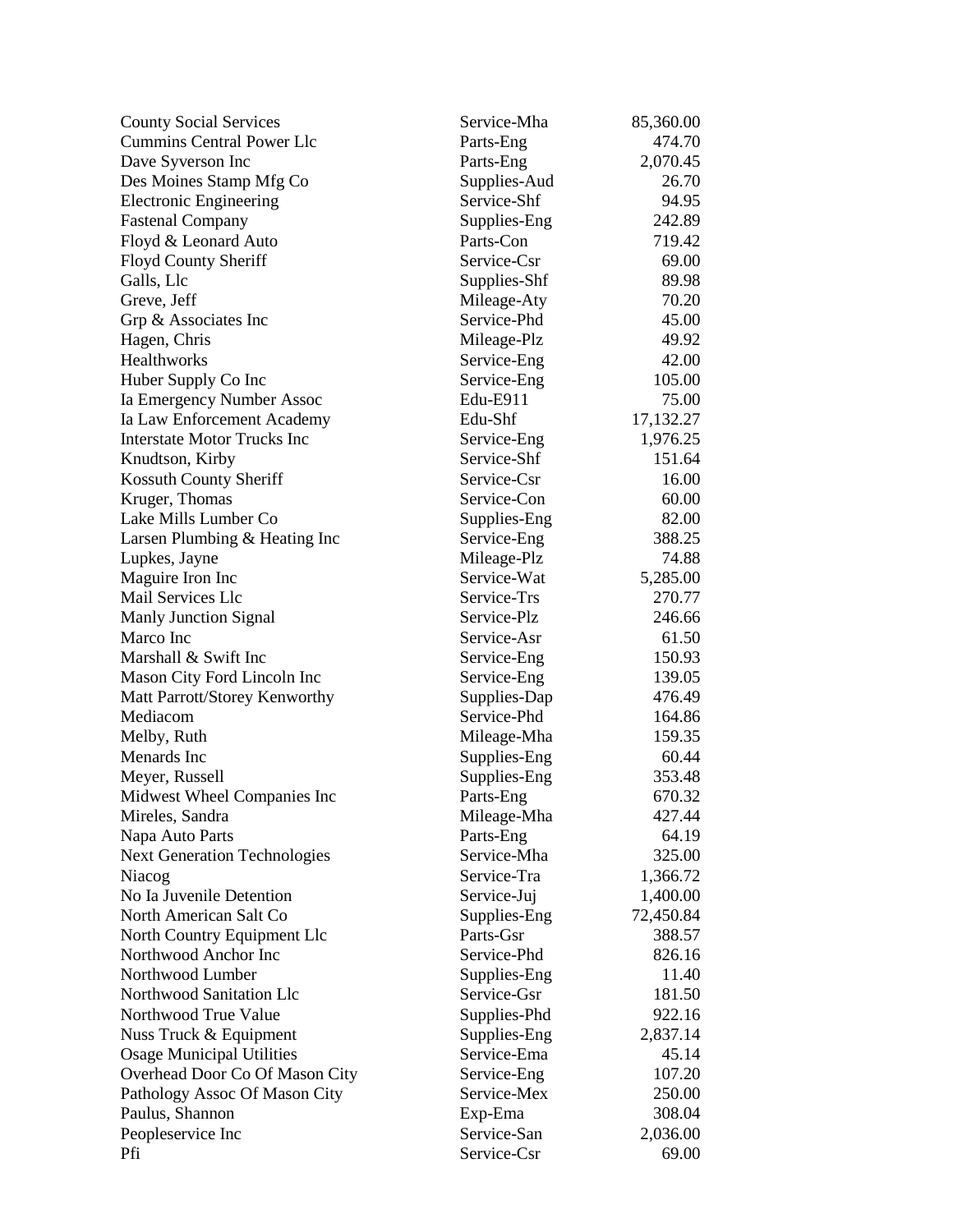| | | |
|---|---|---|
| County Social Services | Service-Mha | 85,360.00 |
| Cummins Central Power Llc | Parts-Eng | 474.70 |
| Dave Syverson Inc | Parts-Eng | 2,070.45 |
| Des Moines Stamp Mfg Co | Supplies-Aud | 26.70 |
| Electronic Engineering | Service-Shf | 94.95 |
| Fastenal Company | Supplies-Eng | 242.89 |
| Floyd & Leonard Auto | Parts-Con | 719.42 |
| Floyd County Sheriff | Service-Csr | 69.00 |
| Galls, Llc | Supplies-Shf | 89.98 |
| Greve, Jeff | Mileage-Aty | 70.20 |
| Grp & Associates Inc | Service-Phd | 45.00 |
| Hagen, Chris | Mileage-Plz | 49.92 |
| Healthworks | Service-Eng | 42.00 |
| Huber Supply Co Inc | Service-Eng | 105.00 |
| Ia Emergency Number Assoc | Edu-E911 | 75.00 |
| Ia Law Enforcement Academy | Edu-Shf | 17,132.27 |
| Interstate Motor Trucks Inc | Service-Eng | 1,976.25 |
| Knudtson, Kirby | Service-Shf | 151.64 |
| Kossuth County Sheriff | Service-Csr | 16.00 |
| Kruger, Thomas | Service-Con | 60.00 |
| Lake Mills Lumber Co | Supplies-Eng | 82.00 |
| Larsen Plumbing & Heating Inc | Service-Eng | 388.25 |
| Lupkes, Jayne | Mileage-Plz | 74.88 |
| Maguire Iron Inc | Service-Wat | 5,285.00 |
| Mail Services Llc | Service-Trs | 270.77 |
| Manly Junction Signal | Service-Plz | 246.66 |
| Marco Inc | Service-Asr | 61.50 |
| Marshall & Swift Inc | Service-Eng | 150.93 |
| Mason City Ford Lincoln Inc | Service-Eng | 139.05 |
| Matt Parrott/Storey Kenworthy | Supplies-Dap | 476.49 |
| Mediacom | Service-Phd | 164.86 |
| Melby, Ruth | Mileage-Mha | 159.35 |
| Menards Inc | Supplies-Eng | 60.44 |
| Meyer, Russell | Supplies-Eng | 353.48 |
| Midwest Wheel Companies Inc | Parts-Eng | 670.32 |
| Mireles, Sandra | Mileage-Mha | 427.44 |
| Napa Auto Parts | Parts-Eng | 64.19 |
| Next Generation Technologies | Service-Mha | 325.00 |
| Niacog | Service-Tra | 1,366.72 |
| No Ia Juvenile Detention | Service-Juj | 1,400.00 |
| North American Salt Co | Supplies-Eng | 72,450.84 |
| North Country Equipment Llc | Parts-Gsr | 388.57 |
| Northwood Anchor Inc | Service-Phd | 826.16 |
| Northwood Lumber | Supplies-Eng | 11.40 |
| Northwood Sanitation Llc | Service-Gsr | 181.50 |
| Northwood True Value | Supplies-Phd | 922.16 |
| Nuss Truck & Equipment | Supplies-Eng | 2,837.14 |
| Osage Municipal Utilities | Service-Ema | 45.14 |
| Overhead Door Co Of Mason City | Service-Eng | 107.20 |
| Pathology Assoc Of Mason City | Service-Mex | 250.00 |
| Paulus, Shannon | Exp-Ema | 308.04 |
| Peopleservice Inc | Service-San | 2,036.00 |
| Pfi | Service-Csr | 69.00 |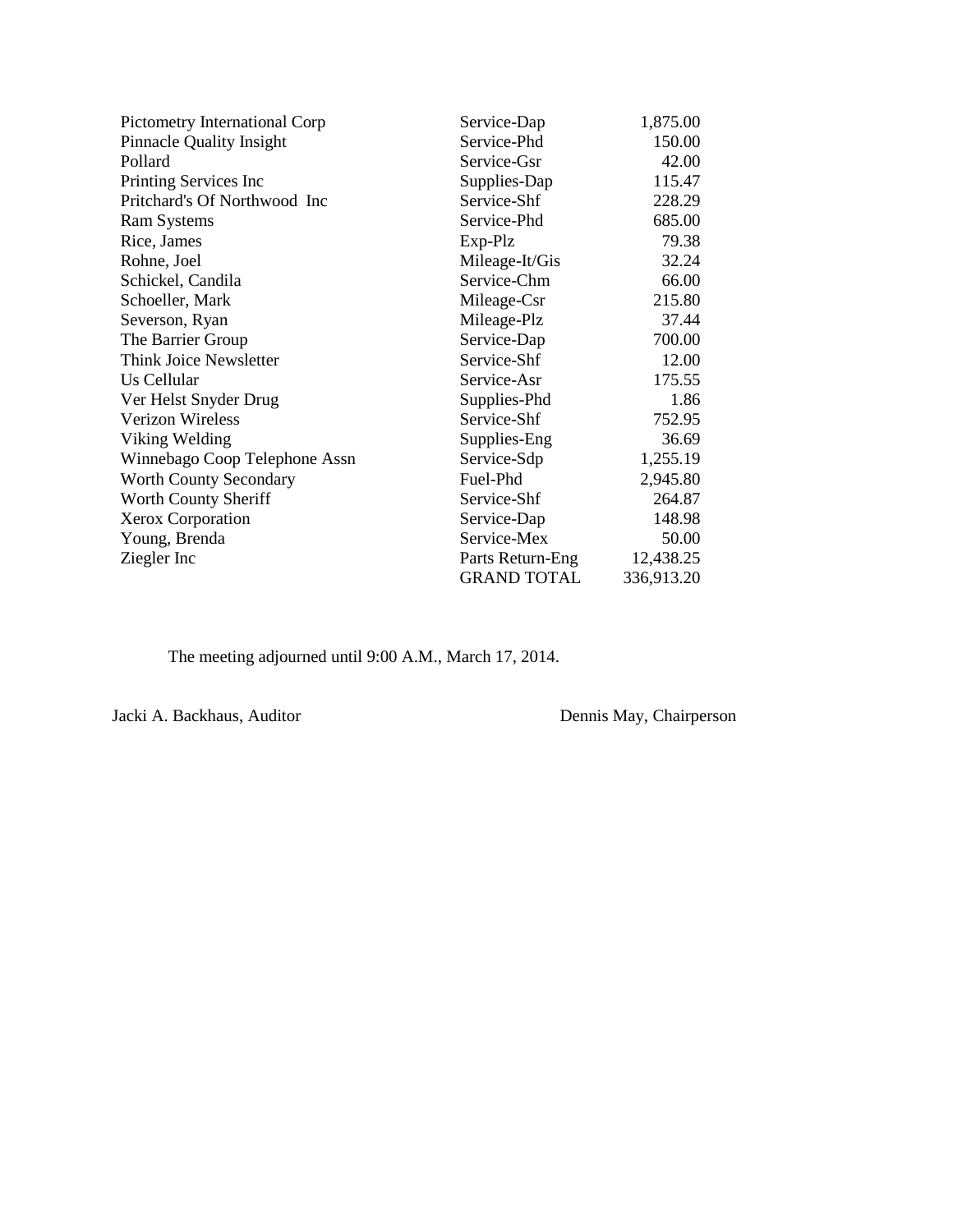| | | |
|---|---|---|
| Pictometry International Corp | Service-Dap | 1,875.00 |
| Pinnacle Quality Insight | Service-Phd | 150.00 |
| Pollard | Service-Gsr | 42.00 |
| Printing Services Inc | Supplies-Dap | 115.47 |
| Pritchard's Of Northwood Inc | Service-Shf | 228.29 |
| Ram Systems | Service-Phd | 685.00 |
| Rice, James | Exp-Plz | 79.38 |
| Rohne, Joel | Mileage-It/Gis | 32.24 |
| Schickel, Candila | Service-Chm | 66.00 |
| Schoeller, Mark | Mileage-Csr | 215.80 |
| Severson, Ryan | Mileage-Plz | 37.44 |
| The Barrier Group | Service-Dap | 700.00 |
| Think Joice Newsletter | Service-Shf | 12.00 |
| Us Cellular | Service-Asr | 175.55 |
| Ver Helst Snyder Drug | Supplies-Phd | 1.86 |
| Verizon Wireless | Service-Shf | 752.95 |
| Viking Welding | Supplies-Eng | 36.69 |
| Winnebago Coop Telephone Assn | Service-Sdp | 1,255.19 |
| Worth County Secondary | Fuel-Phd | 2,945.80 |
| Worth County Sheriff | Service-Shf | 264.87 |
| Xerox Corporation | Service-Dap | 148.98 |
| Young, Brenda | Service-Mex | 50.00 |
| Ziegler Inc | Parts Return-Eng | 12,438.25 |
| | GRAND TOTAL | 336,913.20 |

The meeting adjourned until 9:00 A.M., March 17, 2014.

Jacki A. Backhaus, Auditor

Dennis May, Chairperson